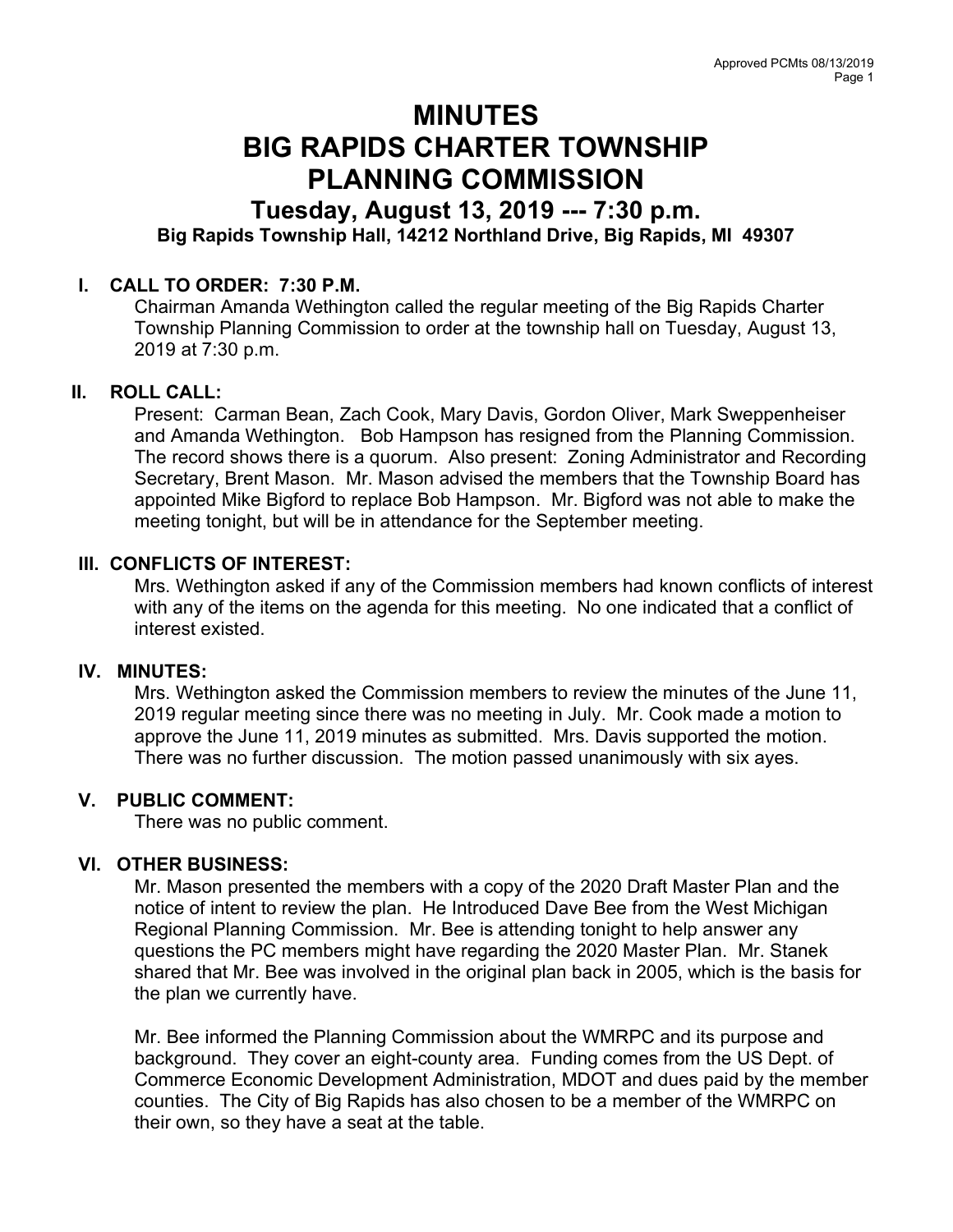# MINUTES
# BIG RAPIDS CHARTER TOWNSHIP
# PLANNING COMMISSION

## Tuesday, August 13, 2019 --- 7:30 p.m.

### Big Rapids Township Hall, 14212 Northland Drive, Big Rapids, MI 49307

**I. CALL TO ORDER: 7:30 P.M.**

Chairman Amanda Wethington called the regular meeting of the Big Rapids Charter Township Planning Commission to order at the township hall on Tuesday, August 13, 2019 at 7:30 p.m.

**II. ROLL CALL:**

Present: Carman Bean, Zach Cook, Mary Davis, Gordon Oliver, Mark Sweppenheiser and Amanda Wethington. Bob Hampson has resigned from the Planning Commission. The record shows there is a quorum. Also present: Zoning Administrator and Recording Secretary, Brent Mason. Mr. Mason advised the members that the Township Board has appointed Mike Bigford to replace Bob Hampson. Mr. Bigford was not able to make the meeting tonight, but will be in attendance for the September meeting.

**III. CONFLICTS OF INTEREST:**

Mrs. Wethington asked if any of the Commission members had known conflicts of interest with any of the items on the agenda for this meeting. No one indicated that a conflict of interest existed.

**IV. MINUTES:**

Mrs. Wethington asked the Commission members to review the minutes of the June 11, 2019 regular meeting since there was no meeting in July. Mr. Cook made a motion to approve the June 11, 2019 minutes as submitted. Mrs. Davis supported the motion. There was no further discussion. The motion passed unanimously with six ayes.

**V. PUBLIC COMMENT:**

There was no public comment.

**VI. OTHER BUSINESS:**

Mr. Mason presented the members with a copy of the 2020 Draft Master Plan and the notice of intent to review the plan. He Introduced Dave Bee from the West Michigan Regional Planning Commission. Mr. Bee is attending tonight to help answer any questions the PC members might have regarding the 2020 Master Plan. Mr. Stanek shared that Mr. Bee was involved in the original plan back in 2005, which is the basis for the plan we currently have.

Mr. Bee informed the Planning Commission about the WMRPC and its purpose and background. They cover an eight-county area. Funding comes from the US Dept. of Commerce Economic Development Administration, MDOT and dues paid by the member counties. The City of Big Rapids has also chosen to be a member of the WMRPC on their own, so they have a seat at the table.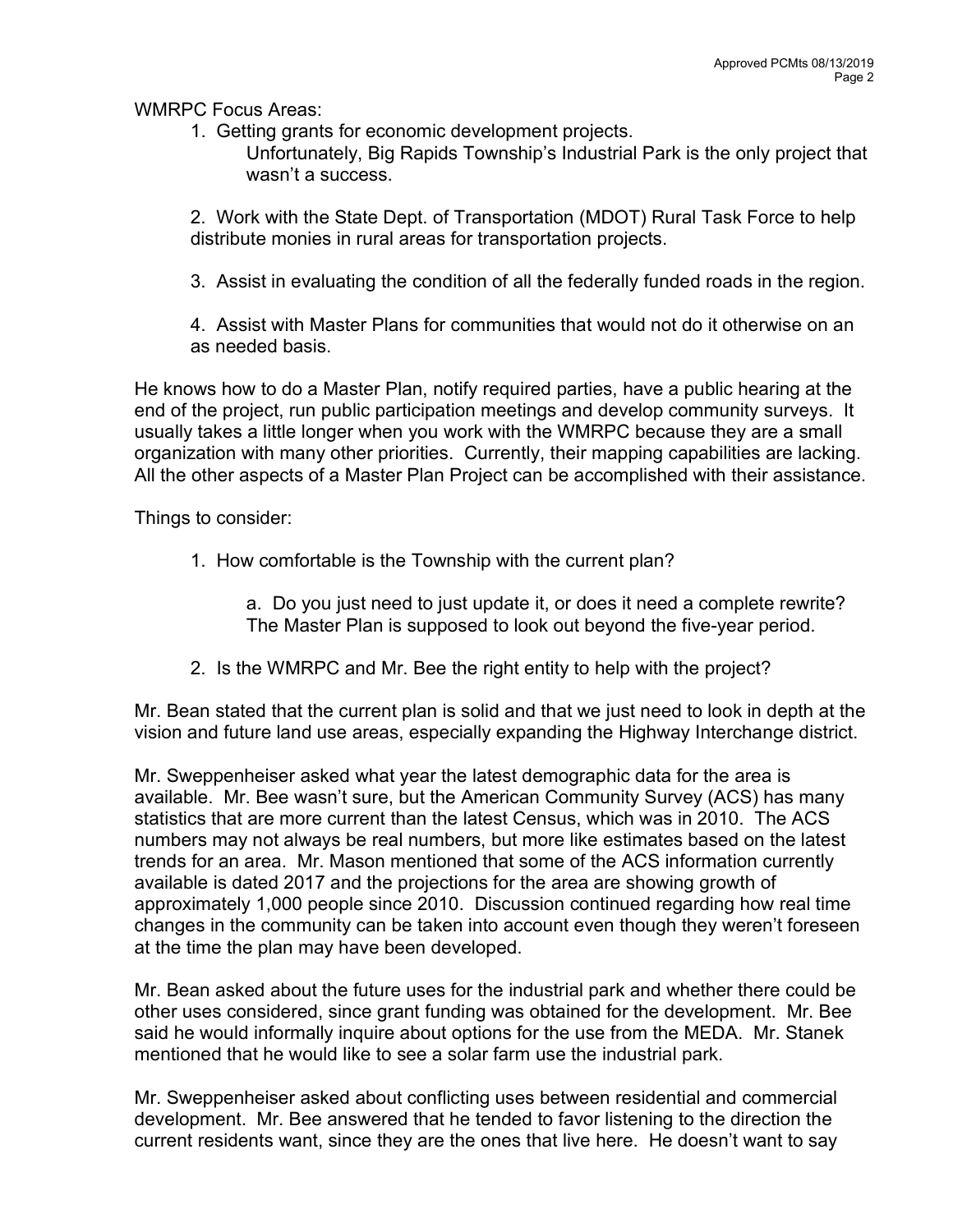WMRPC Focus Areas:

1. Getting grants for economic development projects.
   Unfortunately, Big Rapids Township's Industrial Park is the only project that wasn't a success.

2. Work with the State Dept. of Transportation (MDOT) Rural Task Force to help distribute monies in rural areas for transportation projects.

3. Assist in evaluating the condition of all the federally funded roads in the region.

4. Assist with Master Plans for communities that would not do it otherwise on an as needed basis.

He knows how to do a Master Plan, notify required parties, have a public hearing at the end of the project, run public participation meetings and develop community surveys. It usually takes a little longer when you work with the WMRPC because they are a small organization with many other priorities. Currently, their mapping capabilities are lacking. All the other aspects of a Master Plan Project can be accomplished with their assistance.

Things to consider:

1. How comfortable is the Township with the current plan?

   a. Do you just need to just update it, or does it need a complete rewrite? The Master Plan is supposed to look out beyond the five-year period.

2. Is the WMRPC and Mr. Bee the right entity to help with the project?

Mr. Bean stated that the current plan is solid and that we just need to look in depth at the vision and future land use areas, especially expanding the Highway Interchange district.

Mr. Sweppenheiser asked what year the latest demographic data for the area is available. Mr. Bee wasn't sure, but the American Community Survey (ACS) has many statistics that are more current than the latest Census, which was in 2010. The ACS numbers may not always be real numbers, but more like estimates based on the latest trends for an area. Mr. Mason mentioned that some of the ACS information currently available is dated 2017 and the projections for the area are showing growth of approximately 1,000 people since 2010. Discussion continued regarding how real time changes in the community can be taken into account even though they weren't foreseen at the time the plan may have been developed.

Mr. Bean asked about the future uses for the industrial park and whether there could be other uses considered, since grant funding was obtained for the development. Mr. Bee said he would informally inquire about options for the use from the MEDA. Mr. Stanek mentioned that he would like to see a solar farm use the industrial park.

Mr. Sweppenheiser asked about conflicting uses between residential and commercial development. Mr. Bee answered that he tended to favor listening to the direction the current residents want, since they are the ones that live here. He doesn't want to say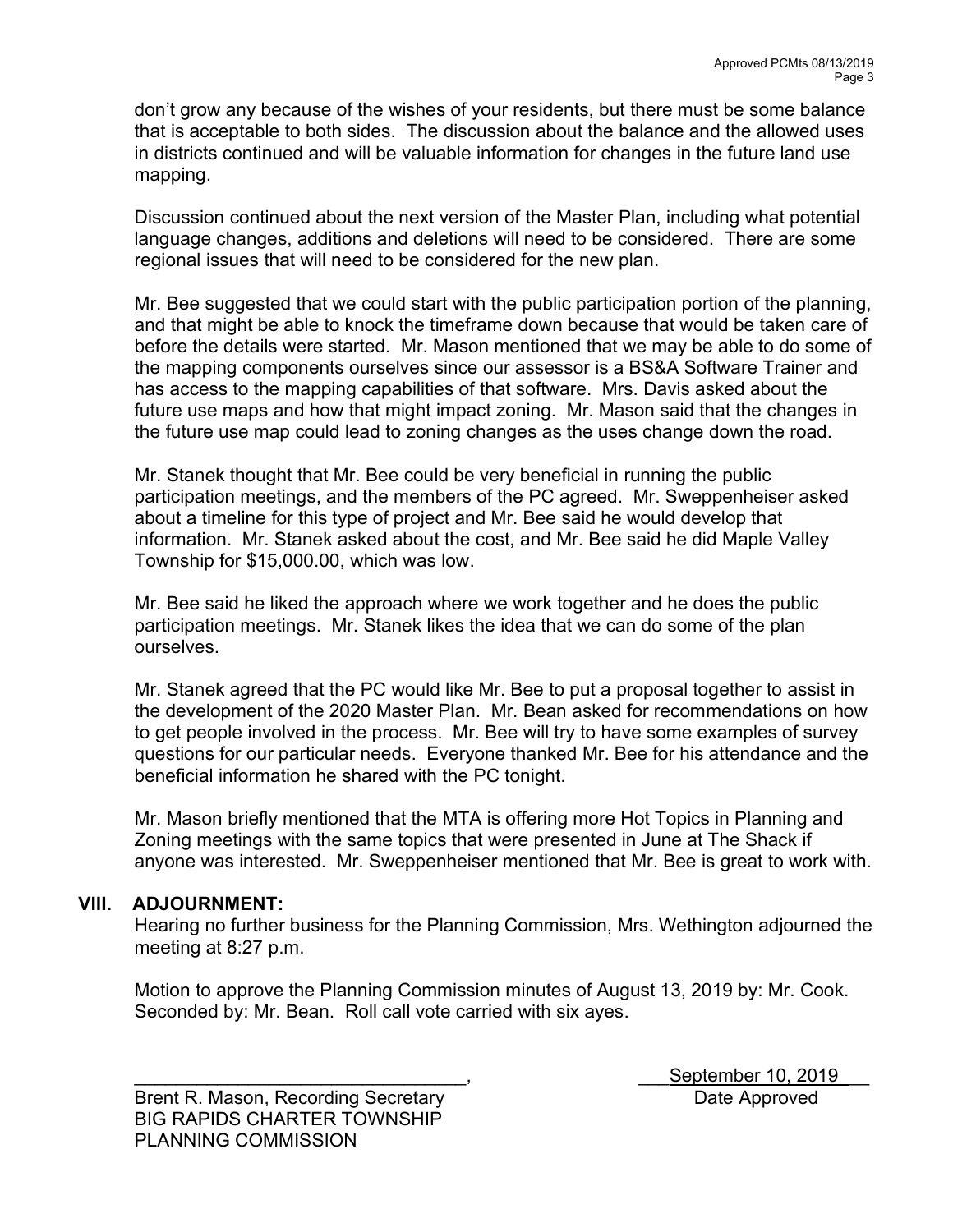don't grow any because of the wishes of your residents, but there must be some balance that is acceptable to both sides. The discussion about the balance and the allowed uses in districts continued and will be valuable information for changes in the future land use mapping.

Discussion continued about the next version of the Master Plan, including what potential language changes, additions and deletions will need to be considered. There are some regional issues that will need to be considered for the new plan.

Mr. Bee suggested that we could start with the public participation portion of the planning, and that might be able to knock the timeframe down because that would be taken care of before the details were started. Mr. Mason mentioned that we may be able to do some of the mapping components ourselves since our assessor is a BS&A Software Trainer and has access to the mapping capabilities of that software. Mrs. Davis asked about the future use maps and how that might impact zoning. Mr. Mason said that the changes in the future use map could lead to zoning changes as the uses change down the road.

Mr. Stanek thought that Mr. Bee could be very beneficial in running the public participation meetings, and the members of the PC agreed. Mr. Sweppenheiser asked about a timeline for this type of project and Mr. Bee said he would develop that information. Mr. Stanek asked about the cost, and Mr. Bee said he did Maple Valley Township for $15,000.00, which was low.

Mr. Bee said he liked the approach where we work together and he does the public participation meetings. Mr. Stanek likes the idea that we can do some of the plan ourselves.

Mr. Stanek agreed that the PC would like Mr. Bee to put a proposal together to assist in the development of the 2020 Master Plan. Mr. Bean asked for recommendations on how to get people involved in the process. Mr. Bee will try to have some examples of survey questions for our particular needs. Everyone thanked Mr. Bee for his attendance and the beneficial information he shared with the PC tonight.

Mr. Mason briefly mentioned that the MTA is offering more Hot Topics in Planning and Zoning meetings with the same topics that were presented in June at The Shack if anyone was interested. Mr. Sweppenheiser mentioned that Mr. Bee is great to work with.

## VIII. ADJOURNMENT:

Hearing no further business for the Planning Commission, Mrs. Wethington adjourned the meeting at 8:27 p.m.

Motion to approve the Planning Commission minutes of August 13, 2019 by: Mr. Cook. Seconded by: Mr. Bean. Roll call vote carried with six ayes.

________________________________, September 10, 2019

Brent R. Mason, Recording Secretary — Date Approved

BIG RAPIDS CHARTER TOWNSHIP
PLANNING COMMISSION